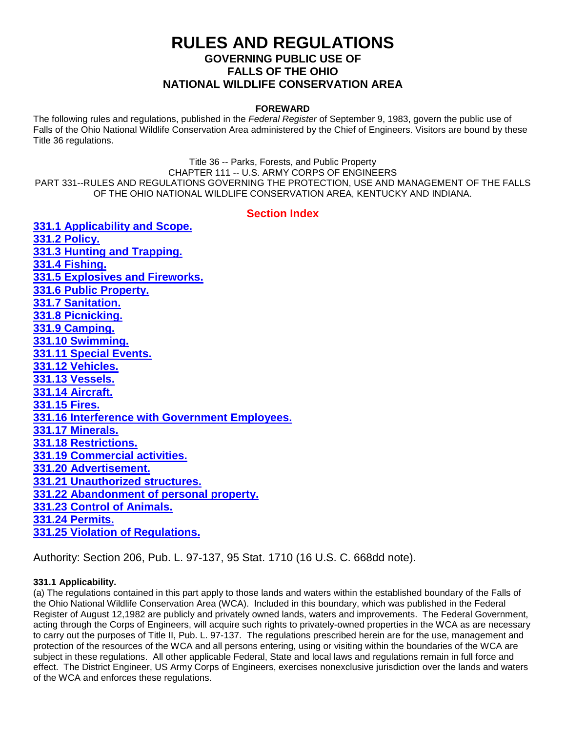# RULES AND REGULATIONS

## GOVERNING PUBLIC USE OF FALLS OF THE OHIO NATIONAL WILDLIFE CONSERVATION AREA

**FOREWARD**

The following rules and regulations, published in the *Federal Register* of September 9, 1983, govern the public use of Falls of the Ohio National Wildlife Conservation Area administered by the Chief of Engineers. Visitors are bound by these Title 36 regulations.

Title 36 -- Parks, Forests, and Public Property
CHAPTER 111 -- U.S. ARMY CORPS OF ENGINEERS
PART 331--RULES AND REGULATIONS GOVERNING THE PROTECTION, USE AND MANAGEMENT OF THE FALLS OF THE OHIO NATIONAL WILDLIFE CONSERVATION AREA, KENTUCKY AND INDIANA.

## Section Index

**331.1 Applicability and Scope.**
**331.2 Policy.**
**331.3 Hunting and Trapping.**
**331.4 Fishing.**
**331.5 Explosives and Fireworks.**
**331.6 Public Property.**
**331.7 Sanitation.**
**331.8 Picnicking.**
**331.9 Camping.**
**331.10 Swimming.**
**331.11 Special Events.**
**331.12 Vehicles.**
**331.13 Vessels.**
**331.14 Aircraft.**
**331.15 Fires.**
**331.16 Interference with Government Employees.**
**331.17 Minerals.**
**331.18 Restrictions.**
**331.19 Commercial activities.**
**331.20 Advertisement.**
**331.21 Unauthorized structures.**
**331.22 Abandonment of personal property.**
**331.23 Control of Animals.**
**331.24 Permits.**
**331.25 Violation of Regulations.**

Authority: Section 206, Pub. L. 97-137, 95 Stat. 1710 (16 U.S. C. 668dd note).

**331.1 Applicability.**

(a) The regulations contained in this part apply to those lands and waters within the established boundary of the Falls of the Ohio National Wildlife Conservation Area (WCA). Included in this boundary, which was published in the Federal Register of August 12,1982 are publicly and privately owned lands, waters and improvements. The Federal Government, acting through the Corps of Engineers, will acquire such rights to privately-owned properties in the WCA as are necessary to carry out the purposes of Title II, Pub. L. 97-137. The regulations prescribed herein are for the use, management and protection of the resources of the WCA and all persons entering, using or visiting within the boundaries of the WCA are subject in these regulations. All other applicable Federal, State and local laws and regulations remain in full force and effect. The District Engineer, US Army Corps of Engineers, exercises nonexclusive jurisdiction over the lands and waters of the WCA and enforces these regulations.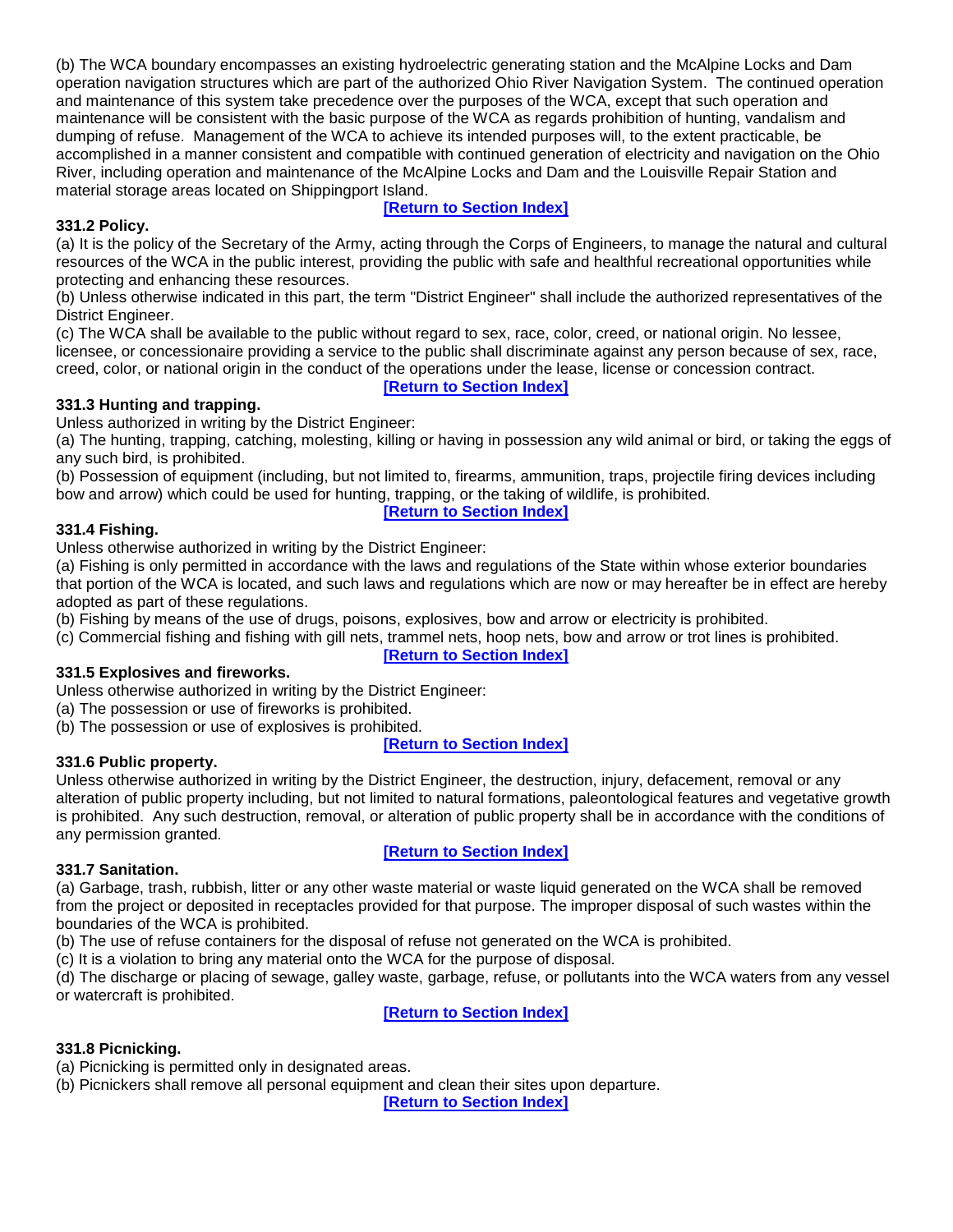(b) The WCA boundary encompasses an existing hydroelectric generating station and the McAlpine Locks and Dam operation navigation structures which are part of the authorized Ohio River Navigation System. The continued operation and maintenance of this system take precedence over the purposes of the WCA, except that such operation and maintenance will be consistent with the basic purpose of the WCA as regards prohibition of hunting, vandalism and dumping of refuse. Management of the WCA to achieve its intended purposes will, to the extent practicable, be accomplished in a manner consistent and compatible with continued generation of electricity and navigation on the Ohio River, including operation and maintenance of the McAlpine Locks and Dam and the Louisville Repair Station and material storage areas located on Shippingport Island.

[Return to Section Index]

**331.2 Policy.**

(a) It is the policy of the Secretary of the Army, acting through the Corps of Engineers, to manage the natural and cultural resources of the WCA in the public interest, providing the public with safe and healthful recreational opportunities while protecting and enhancing these resources.

(b) Unless otherwise indicated in this part, the term "District Engineer" shall include the authorized representatives of the District Engineer.

(c) The WCA shall be available to the public without regard to sex, race, color, creed, or national origin. No lessee, licensee, or concessionaire providing a service to the public shall discriminate against any person because of sex, race, creed, color, or national origin in the conduct of the operations under the lease, license or concession contract.

[Return to Section Index]

**331.3 Hunting and trapping.**

Unless authorized in writing by the District Engineer:

(a) The hunting, trapping, catching, molesting, killing or having in possession any wild animal or bird, or taking the eggs of any such bird, is prohibited.

(b) Possession of equipment (including, but not limited to, firearms, ammunition, traps, projectile firing devices including bow and arrow) which could be used for hunting, trapping, or the taking of wildlife, is prohibited.

[Return to Section Index]

**331.4 Fishing.**

Unless otherwise authorized in writing by the District Engineer:

(a) Fishing is only permitted in accordance with the laws and regulations of the State within whose exterior boundaries that portion of the WCA is located, and such laws and regulations which are now or may hereafter be in effect are hereby adopted as part of these regulations.

(b) Fishing by means of the use of drugs, poisons, explosives, bow and arrow or electricity is prohibited.

(c) Commercial fishing and fishing with gill nets, trammel nets, hoop nets, bow and arrow or trot lines is prohibited.

[Return to Section Index]

**331.5 Explosives and fireworks.**

Unless otherwise authorized in writing by the District Engineer:

(a) The possession or use of fireworks is prohibited.

(b) The possession or use of explosives is prohibited.

[Return to Section Index]

**331.6 Public property.**

Unless otherwise authorized in writing by the District Engineer, the destruction, injury, defacement, removal or any alteration of public property including, but not limited to natural formations, paleontological features and vegetative growth is prohibited. Any such destruction, removal, or alteration of public property shall be in accordance with the conditions of any permission granted.

[Return to Section Index]

**331.7 Sanitation.**

(a) Garbage, trash, rubbish, litter or any other waste material or waste liquid generated on the WCA shall be removed from the project or deposited in receptacles provided for that purpose. The improper disposal of such wastes within the boundaries of the WCA is prohibited.

(b) The use of refuse containers for the disposal of refuse not generated on the WCA is prohibited.

(c) It is a violation to bring any material onto the WCA for the purpose of disposal.

(d) The discharge or placing of sewage, galley waste, garbage, refuse, or pollutants into the WCA waters from any vessel or watercraft is prohibited.

[Return to Section Index]

**331.8 Picnicking.**

(a) Picnicking is permitted only in designated areas.

(b) Picnickers shall remove all personal equipment and clean their sites upon departure.

[Return to Section Index]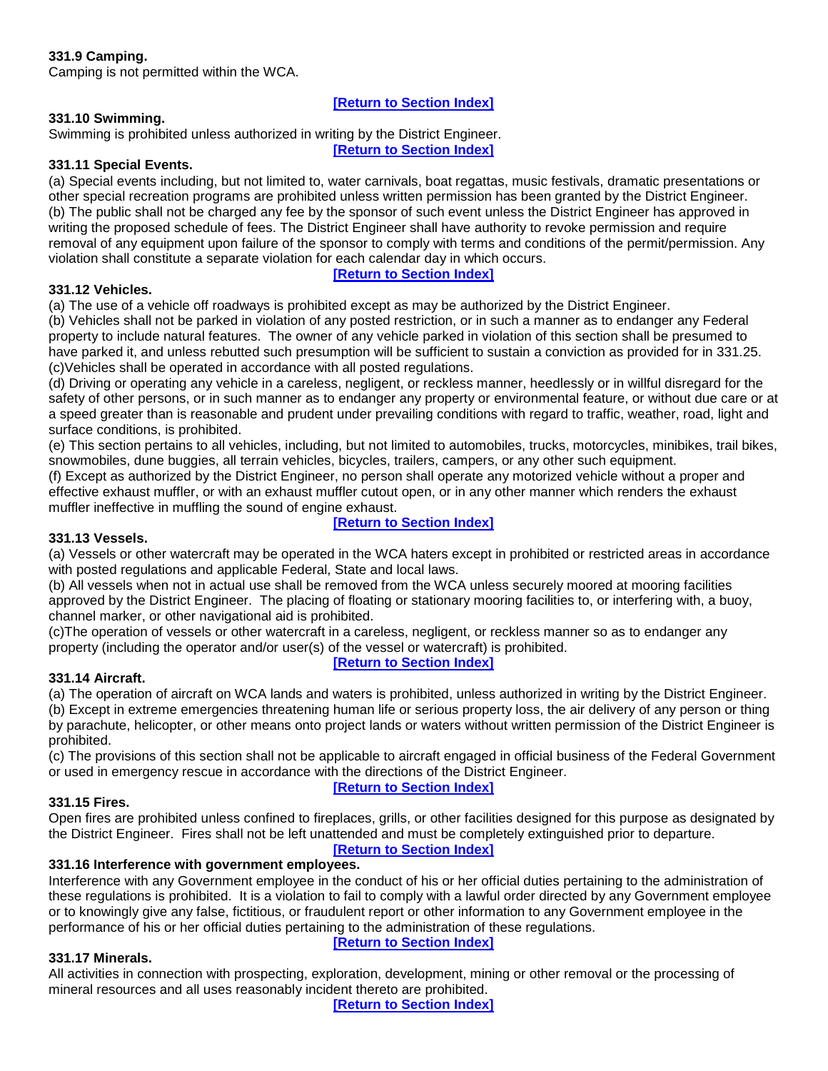**331.9 Camping.**

Camping is not permitted within the WCA.

**[Return to Section Index]**

**331.10 Swimming.**

Swimming is prohibited unless authorized in writing by the District Engineer.

**[Return to Section Index]**

**331.11 Special Events.**

(a) Special events including, but not limited to, water carnivals, boat regattas, music festivals, dramatic presentations or other special recreation programs are prohibited unless written permission has been granted by the District Engineer.

(b) The public shall not be charged any fee by the sponsor of such event unless the District Engineer has approved in writing the proposed schedule of fees. The District Engineer shall have authority to revoke permission and require removal of any equipment upon failure of the sponsor to comply with terms and conditions of the permit/permission. Any violation shall constitute a separate violation for each calendar day in which occurs.

**[Return to Section Index]**

**331.12 Vehicles.**

(a) The use of a vehicle off roadways is prohibited except as may be authorized by the District Engineer.

(b) Vehicles shall not be parked in violation of any posted restriction, or in such a manner as to endanger any Federal property to include natural features. The owner of any vehicle parked in violation of this section shall be presumed to have parked it, and unless rebutted such presumption will be sufficient to sustain a conviction as provided for in 331.25.

(c)Vehicles shall be operated in accordance with all posted regulations.

(d) Driving or operating any vehicle in a careless, negligent, or reckless manner, heedlessly or in willful disregard for the safety of other persons, or in such manner as to endanger any property or environmental feature, or without due care or at a speed greater than is reasonable and prudent under prevailing conditions with regard to traffic, weather, road, light and surface conditions, is prohibited.

(e) This section pertains to all vehicles, including, but not limited to automobiles, trucks, motorcycles, minibikes, trail bikes, snowmobiles, dune buggies, all terrain vehicles, bicycles, trailers, campers, or any other such equipment.

(f) Except as authorized by the District Engineer, no person shall operate any motorized vehicle without a proper and effective exhaust muffler, or with an exhaust muffler cutout open, or in any other manner which renders the exhaust muffler ineffective in muffling the sound of engine exhaust.

**[Return to Section Index]**

**331.13 Vessels.**

(a) Vessels or other watercraft may be operated in the WCA haters except in prohibited or restricted areas in accordance with posted regulations and applicable Federal, State and local laws.

(b) All vessels when not in actual use shall be removed from the WCA unless securely moored at mooring facilities approved by the District Engineer. The placing of floating or stationary mooring facilities to, or interfering with, a buoy, channel marker, or other navigational aid is prohibited.

(c)The operation of vessels or other watercraft in a careless, negligent, or reckless manner so as to endanger any property (including the operator and/or user(s) of the vessel or watercraft) is prohibited.

**[Return to Section Index]**

**331.14 Aircraft.**

(a) The operation of aircraft on WCA lands and waters is prohibited, unless authorized in writing by the District Engineer.

(b) Except in extreme emergencies threatening human life or serious property loss, the air delivery of any person or thing by parachute, helicopter, or other means onto project lands or waters without written permission of the District Engineer is prohibited.

(c) The provisions of this section shall not be applicable to aircraft engaged in official business of the Federal Government or used in emergency rescue in accordance with the directions of the District Engineer.

**[Return to Section Index]**

**331.15 Fires.**

Open fires are prohibited unless confined to fireplaces, grills, or other facilities designed for this purpose as designated by the District Engineer. Fires shall not be left unattended and must be completely extinguished prior to departure.

**[Return to Section Index]**

**331.16 Interference with government employees.**

Interference with any Government employee in the conduct of his or her official duties pertaining to the administration of these regulations is prohibited. It is a violation to fail to comply with a lawful order directed by any Government employee or to knowingly give any false, fictitious, or fraudulent report or other information to any Government employee in the performance of his or her official duties pertaining to the administration of these regulations.

**[Return to Section Index]**

**331.17 Minerals.**

All activities in connection with prospecting, exploration, development, mining or other removal or the processing of mineral resources and all uses reasonably incident thereto are prohibited.

**[Return to Section Index]**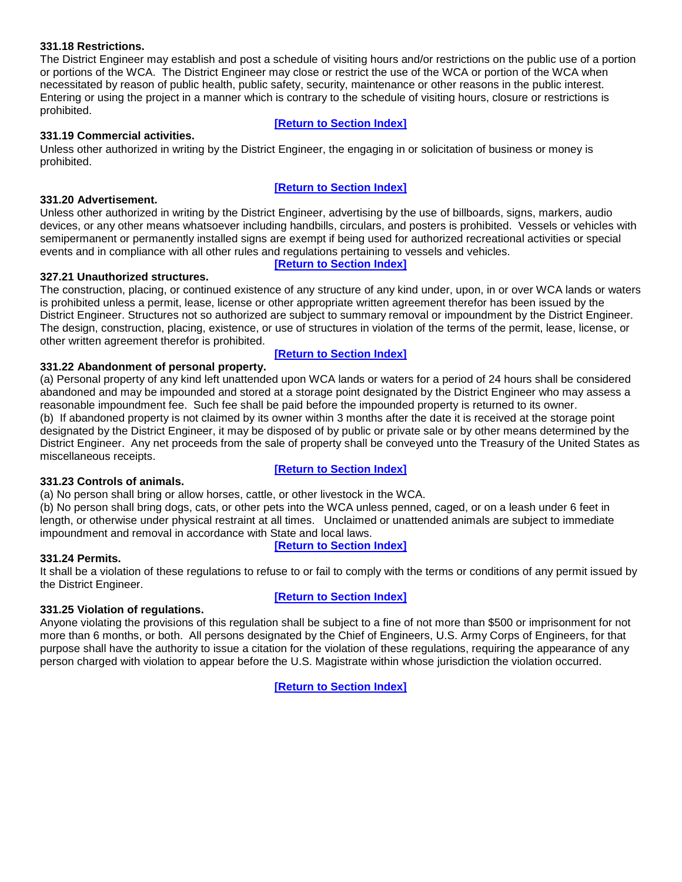**331.18 Restrictions.**
The District Engineer may establish and post a schedule of visiting hours and/or restrictions on the public use of a portion or portions of the WCA. The District Engineer may close or restrict the use of the WCA or portion of the WCA when necessitated by reason of public health, public safety, security, maintenance or other reasons in the public interest. Entering or using the project in a manner which is contrary to the schedule of visiting hours, closure or restrictions is prohibited.

[Return to Section Index]

**331.19 Commercial activities.**
Unless other authorized in writing by the District Engineer, the engaging in or solicitation of business or money is prohibited.

[Return to Section Index]

**331.20 Advertisement.**
Unless other authorized in writing by the District Engineer, advertising by the use of billboards, signs, markers, audio devices, or any other means whatsoever including handbills, circulars, and posters is prohibited. Vessels or vehicles with semipermanent or permanently installed signs are exempt if being used for authorized recreational activities or special events and in compliance with all other rules and regulations pertaining to vessels and vehicles.

[Return to Section Index]

**327.21 Unauthorized structures.**
The construction, placing, or continued existence of any structure of any kind under, upon, in or over WCA lands or waters is prohibited unless a permit, lease, license or other appropriate written agreement therefor has been issued by the District Engineer. Structures not so authorized are subject to summary removal or impoundment by the District Engineer. The design, construction, placing, existence, or use of structures in violation of the terms of the permit, lease, license, or other written agreement therefor is prohibited.

[Return to Section Index]

**331.22 Abandonment of personal property.**
(a) Personal property of any kind left unattended upon WCA lands or waters for a period of 24 hours shall be considered abandoned and may be impounded and stored at a storage point designated by the District Engineer who may assess a reasonable impoundment fee. Such fee shall be paid before the impounded property is returned to its owner.
(b) If abandoned property is not claimed by its owner within 3 months after the date it is received at the storage point designated by the District Engineer, it may be disposed of by public or private sale or by other means determined by the District Engineer. Any net proceeds from the sale of property shall be conveyed unto the Treasury of the United States as miscellaneous receipts.

[Return to Section Index]

**331.23 Controls of animals.**
(a) No person shall bring or allow horses, cattle, or other livestock in the WCA.
(b) No person shall bring dogs, cats, or other pets into the WCA unless penned, caged, or on a leash under 6 feet in length, or otherwise under physical restraint at all times. Unclaimed or unattended animals are subject to immediate impoundment and removal in accordance with State and local laws.

[Return to Section Index]

**331.24 Permits.**
It shall be a violation of these regulations to refuse to or fail to comply with the terms or conditions of any permit issued by the District Engineer.

[Return to Section Index]

**331.25 Violation of regulations.**
Anyone violating the provisions of this regulation shall be subject to a fine of not more than $500 or imprisonment for not more than 6 months, or both. All persons designated by the Chief of Engineers, U.S. Army Corps of Engineers, for that purpose shall have the authority to issue a citation for the violation of these regulations, requiring the appearance of any person charged with violation to appear before the U.S. Magistrate within whose jurisdiction the violation occurred.

[Return to Section Index]